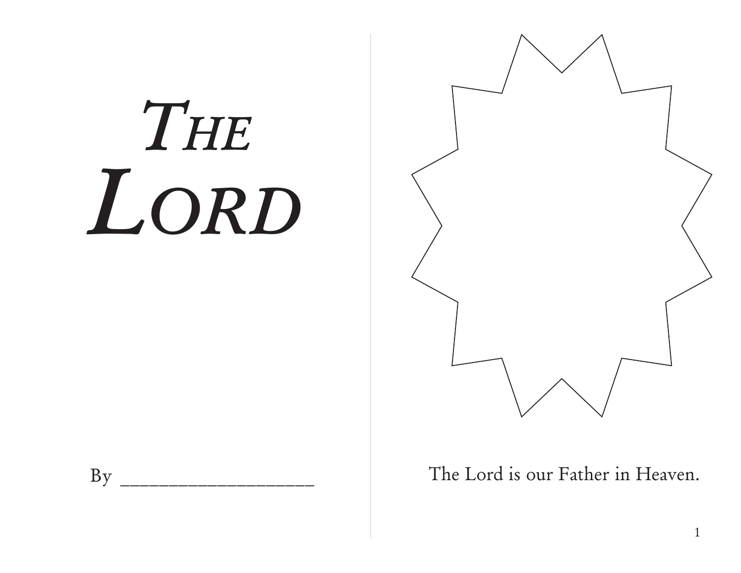# The Lord

By ____________________

The Lord is our Father in Heaven.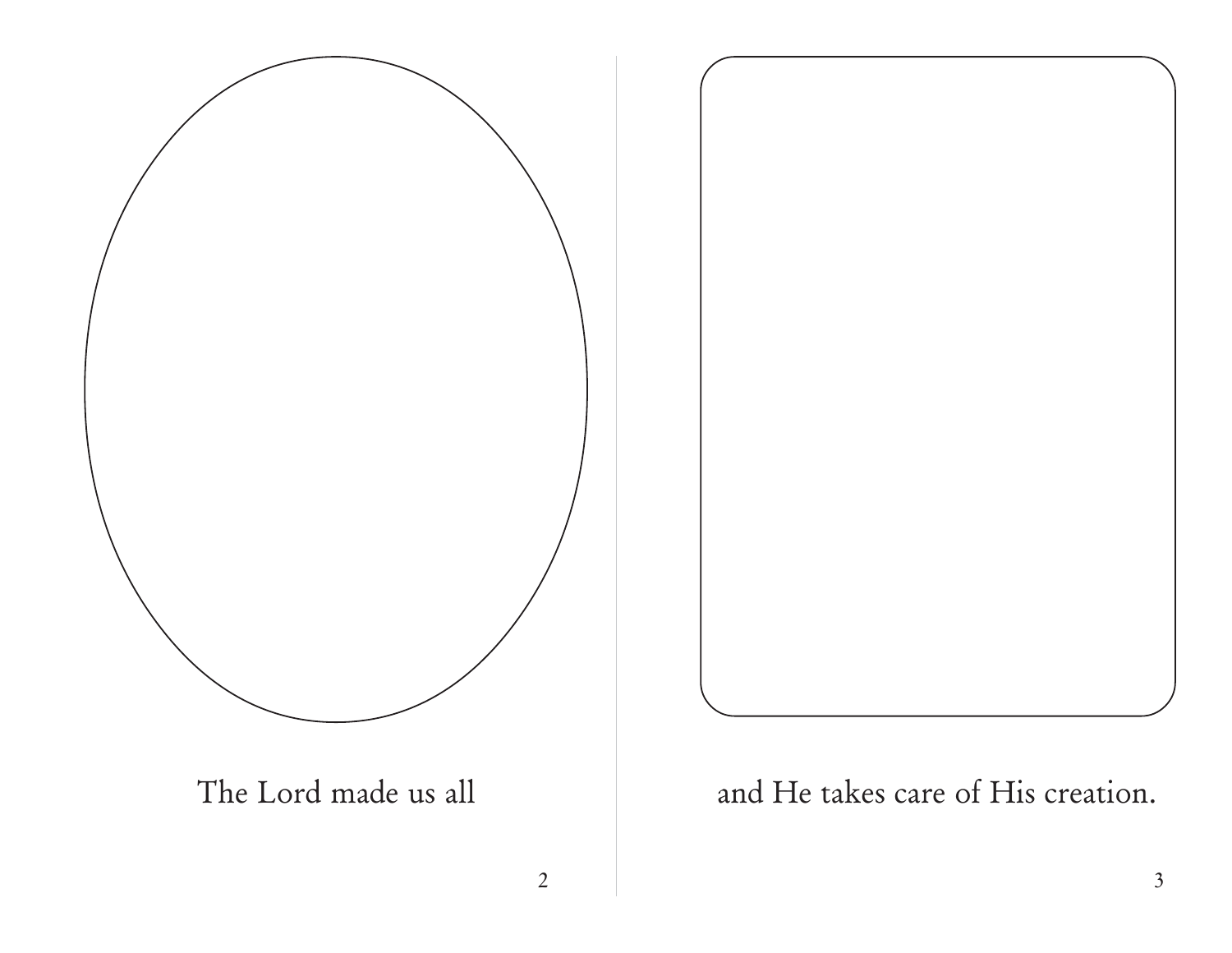The Lord made us all

and He takes care of His creation.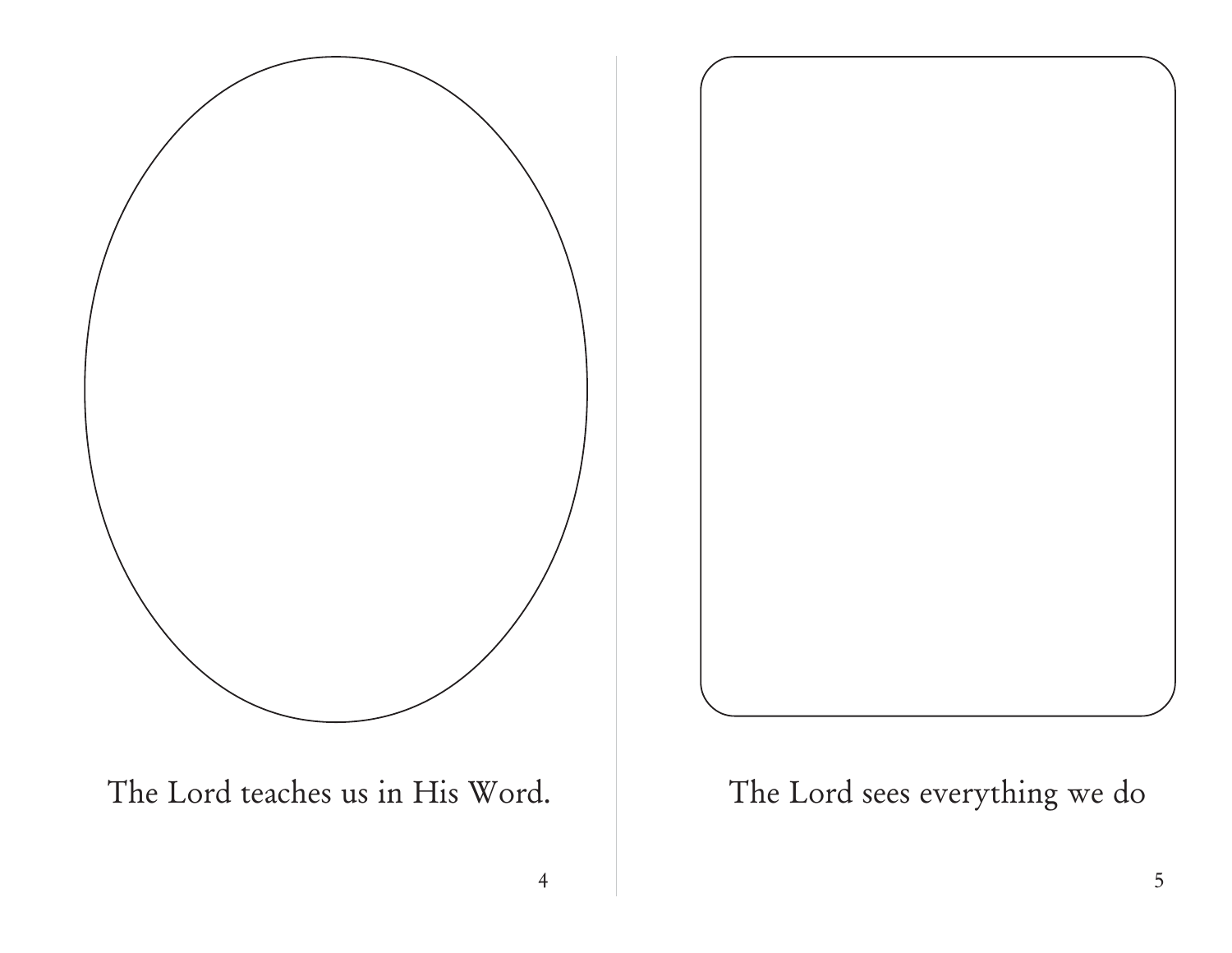The Lord teaches us in His Word.

The Lord sees everything we do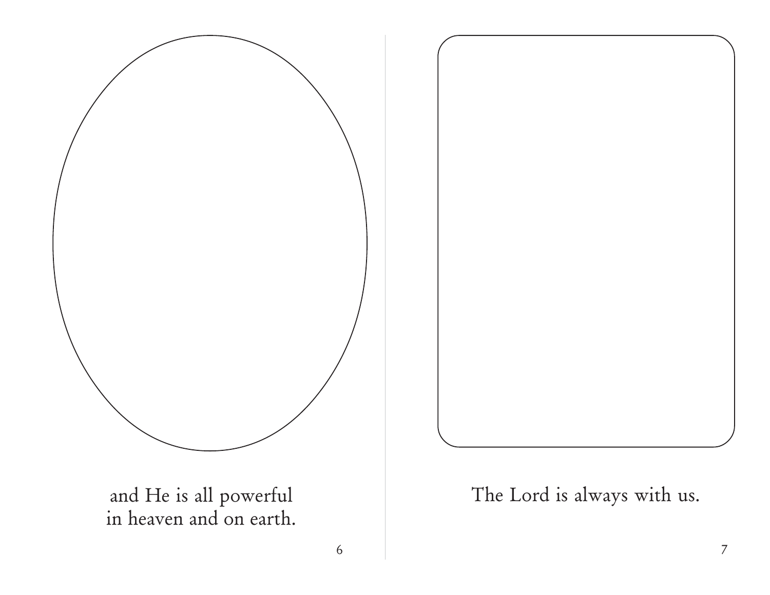and He is all powerful
in heaven and on earth.

The Lord is always with us.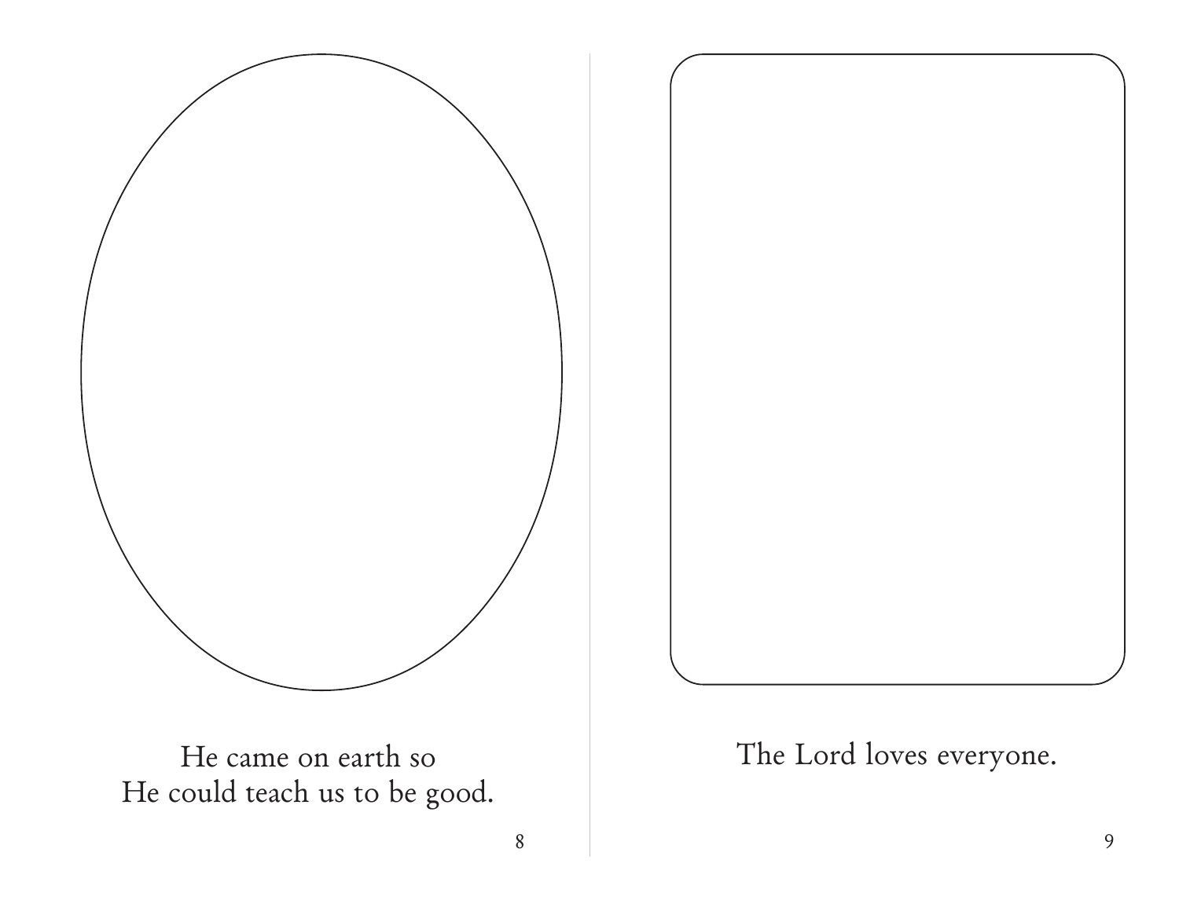He came on earth so
He could teach us to be good.

The Lord loves everyone.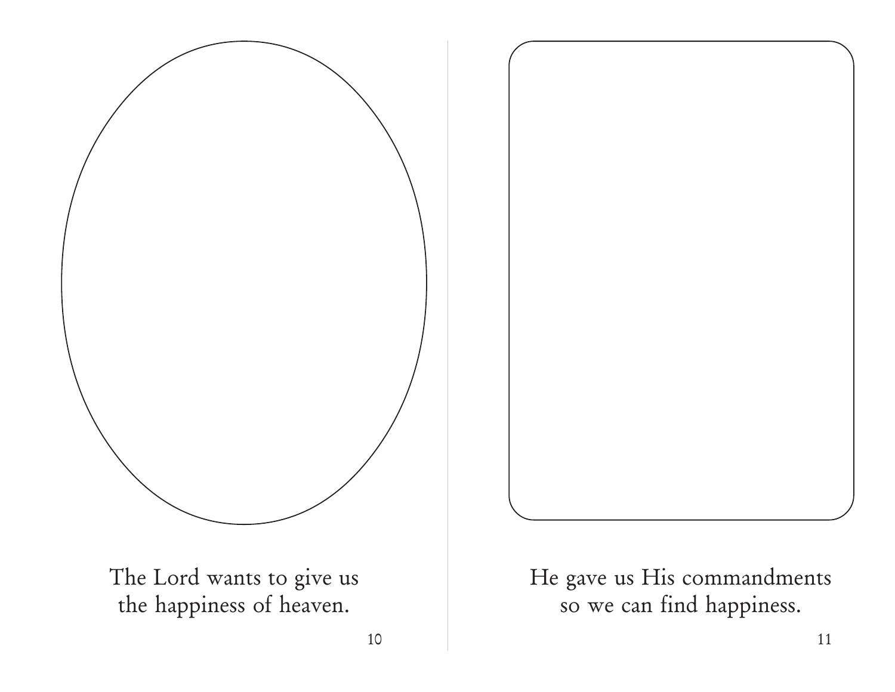The Lord wants to give us
the happiness of heaven.

He gave us His commandments
so we can find happiness.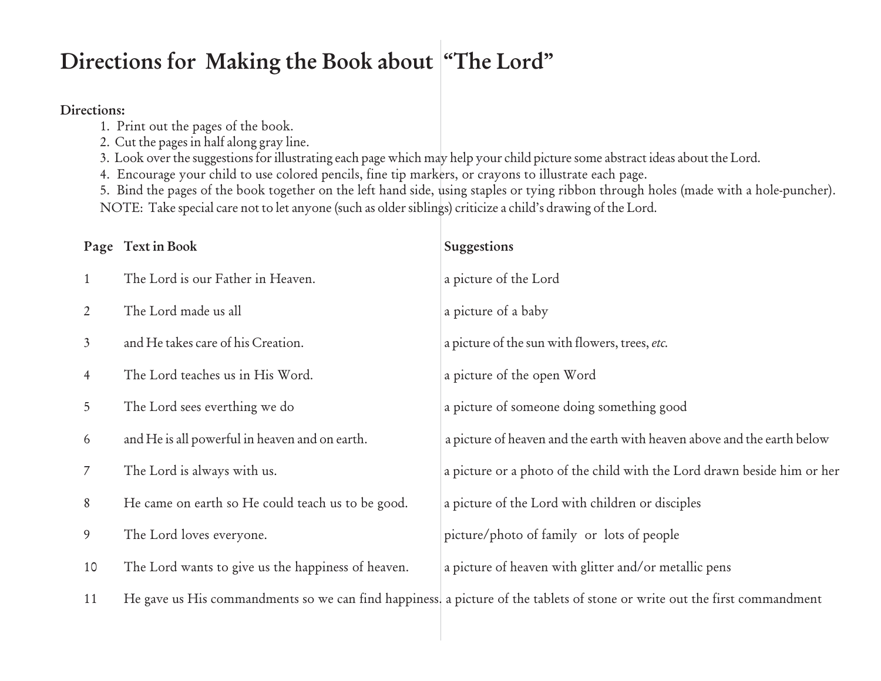# Directions for Making the Book about "The Lord"

**Directions:**

1. Print out the pages of the book.
2. Cut the pages in half along gray line.
3. Look over the suggestions for illustrating each page which may help your child picture some abstract ideas about the Lord.
4. Encourage your child to use colored pencils, fine tip markers, or crayons to illustrate each page.
5. Bind the pages of the book together on the left hand side, using staples or tying ribbon through holes (made with a hole-puncher).

NOTE: Take special care not to let anyone (such as older siblings) criticize a child's drawing of the Lord.

| Page | Text in Book | Suggestions |
|---|---|---|
| 1 | The Lord is our Father in Heaven. | a picture of the Lord |
| 2 | The Lord made us all | a picture of a baby |
| 3 | and He takes care of his Creation. | a picture of the sun with flowers, trees, *etc.* |
| 4 | The Lord teaches us in His Word. | a picture of the open Word |
| 5 | The Lord sees everthing we do | a picture of someone doing something good |
| 6 | and He is all powerful in heaven and on earth. | a picture of heaven and the earth with heaven above and the earth below |
| 7 | The Lord is always with us. | a picture or a photo of the child with the Lord drawn beside him or her |
| 8 | He came on earth so He could teach us to be good. | a picture of the Lord with children or disciples |
| 9 | The Lord loves everyone. | picture/photo of family or lots of people |
| 10 | The Lord wants to give us the happiness of heaven. | a picture of heaven with glitter and/or metallic pens |
| 11 | He gave us His commandments so we can find happiness. | a picture of the tablets of stone or write out the first commandment |